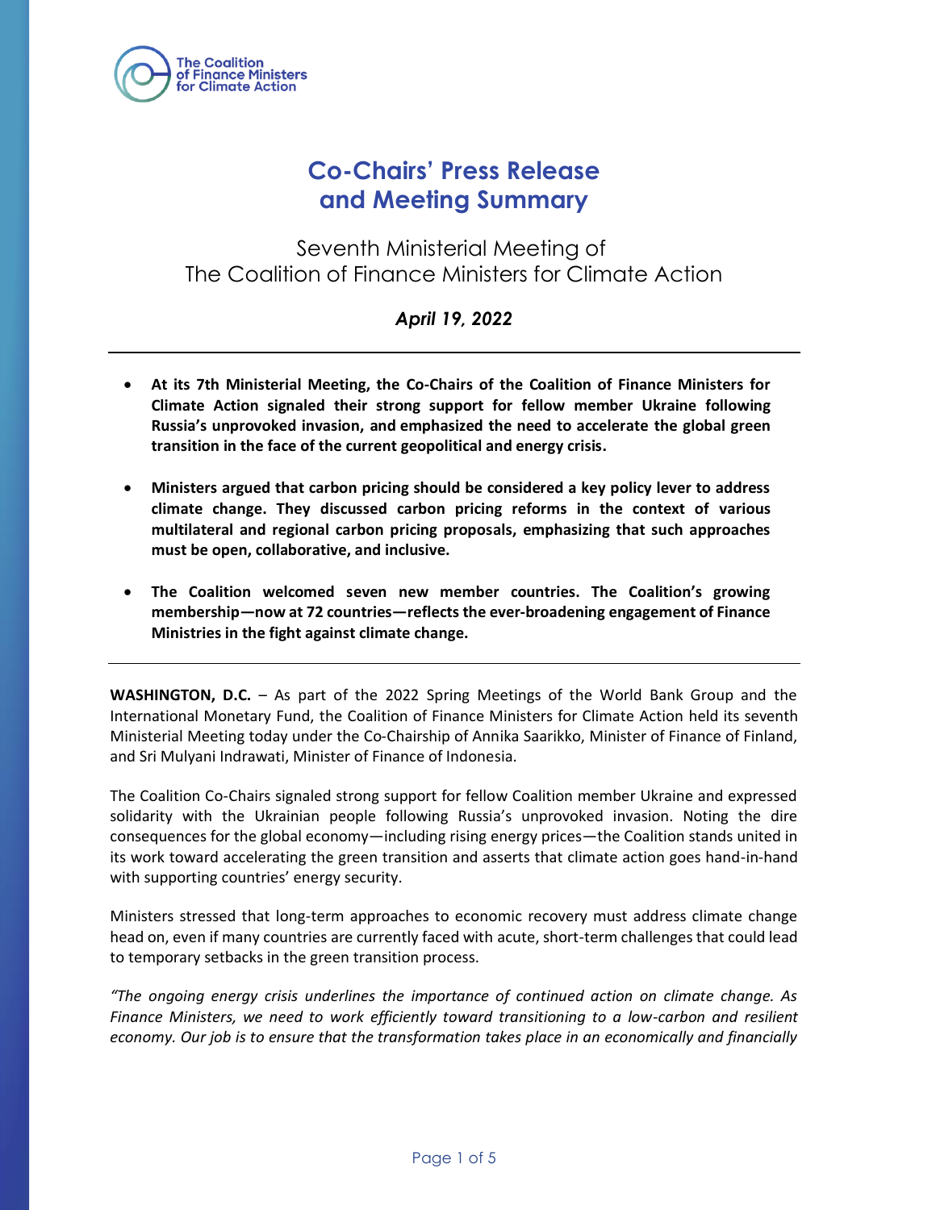The Coalition of Finance Ministers for Climate Action

# Co-Chairs' Press Release and Meeting Summary

## Seventh Ministerial Meeting of The Coalition of Finance Ministers for Climate Action

***April 19, 2022***

---

- **At its 7th Ministerial Meeting, the Co-Chairs of the Coalition of Finance Ministers for Climate Action signaled their strong support for fellow member Ukraine following Russia's unprovoked invasion, and emphasized the need to accelerate the global green transition in the face of the current geopolitical and energy crisis.**

- **Ministers argued that carbon pricing should be considered a key policy lever to address climate change. They discussed carbon pricing reforms in the context of various multilateral and regional carbon pricing proposals, emphasizing that such approaches must be open, collaborative, and inclusive.**

- **The Coalition welcomed seven new member countries. The Coalition's growing membership—now at 72 countries—reflects the ever-broadening engagement of Finance Ministries in the fight against climate change.**

---

**WASHINGTON, D.C.** – As part of the 2022 Spring Meetings of the World Bank Group and the International Monetary Fund, the Coalition of Finance Ministers for Climate Action held its seventh Ministerial Meeting today under the Co-Chairship of Annika Saarikko, Minister of Finance of Finland, and Sri Mulyani Indrawati, Minister of Finance of Indonesia.

The Coalition Co-Chairs signaled strong support for fellow Coalition member Ukraine and expressed solidarity with the Ukrainian people following Russia's unprovoked invasion. Noting the dire consequences for the global economy—including rising energy prices—the Coalition stands united in its work toward accelerating the green transition and asserts that climate action goes hand-in-hand with supporting countries' energy security.

Ministers stressed that long-term approaches to economic recovery must address climate change head on, even if many countries are currently faced with acute, short-term challenges that could lead to temporary setbacks in the green transition process.

*"The ongoing energy crisis underlines the importance of continued action on climate change. As Finance Ministers, we need to work efficiently toward transitioning to a low-carbon and resilient economy. Our job is to ensure that the transformation takes place in an economically and financially*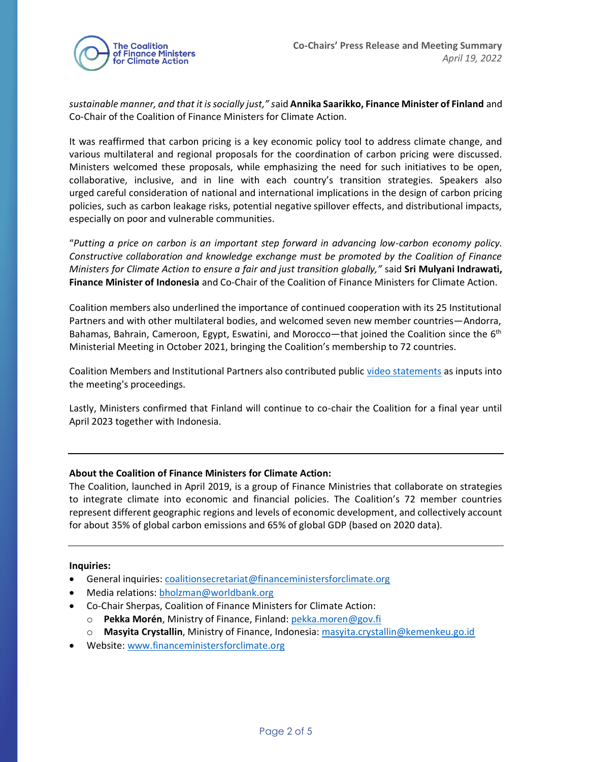*sustainable manner, and that it is socially just,"* said **Annika Saarikko, Finance Minister of Finland** and Co-Chair of the Coalition of Finance Ministers for Climate Action.

It was reaffirmed that carbon pricing is a key economic policy tool to address climate change, and various multilateral and regional proposals for the coordination of carbon pricing were discussed. Ministers welcomed these proposals, while emphasizing the need for such initiatives to be open, collaborative, inclusive, and in line with each country's transition strategies. Speakers also urged careful consideration of national and international implications in the design of carbon pricing policies, such as carbon leakage risks, potential negative spillover effects, and distributional impacts, especially on poor and vulnerable communities.

"*Putting a price on carbon is an important step forward in advancing low-carbon economy policy. Constructive collaboration and knowledge exchange must be promoted by the Coalition of Finance Ministers for Climate Action to ensure a fair and just transition globally,"* said **Sri Mulyani Indrawati, Finance Minister of Indonesia** and Co-Chair of the Coalition of Finance Ministers for Climate Action.

Coalition members also underlined the importance of continued cooperation with its 25 Institutional Partners and with other multilateral bodies, and welcomed seven new member countries—Andorra, Bahamas, Bahrain, Cameroon, Egypt, Eswatini, and Morocco—that joined the Coalition since the 6th Ministerial Meeting in October 2021, bringing the Coalition's membership to 72 countries.

Coalition Members and Institutional Partners also contributed public video statements as inputs into the meeting's proceedings.

Lastly, Ministers confirmed that Finland will continue to co-chair the Coalition for a final year until April 2023 together with Indonesia.

---

**About the Coalition of Finance Ministers for Climate Action:**
The Coalition, launched in April 2019, is a group of Finance Ministries that collaborate on strategies to integrate climate into economic and financial policies. The Coalition's 72 member countries represent different geographic regions and levels of economic development, and collectively account for about 35% of global carbon emissions and 65% of global GDP (based on 2020 data).

---

**Inquiries:**

- General inquiries: coalitionsecretariat@financeministersforclimate.org
- Media relations: bholzman@worldbank.org
- Co-Chair Sherpas, Coalition of Finance Ministers for Climate Action:
  - **Pekka Morén**, Ministry of Finance, Finland: pekka.moren@gov.fi
  - **Masyita Crystallin**, Ministry of Finance, Indonesia: masyita.crystallin@kemenkeu.go.id
- Website: www.financeministersforclimate.org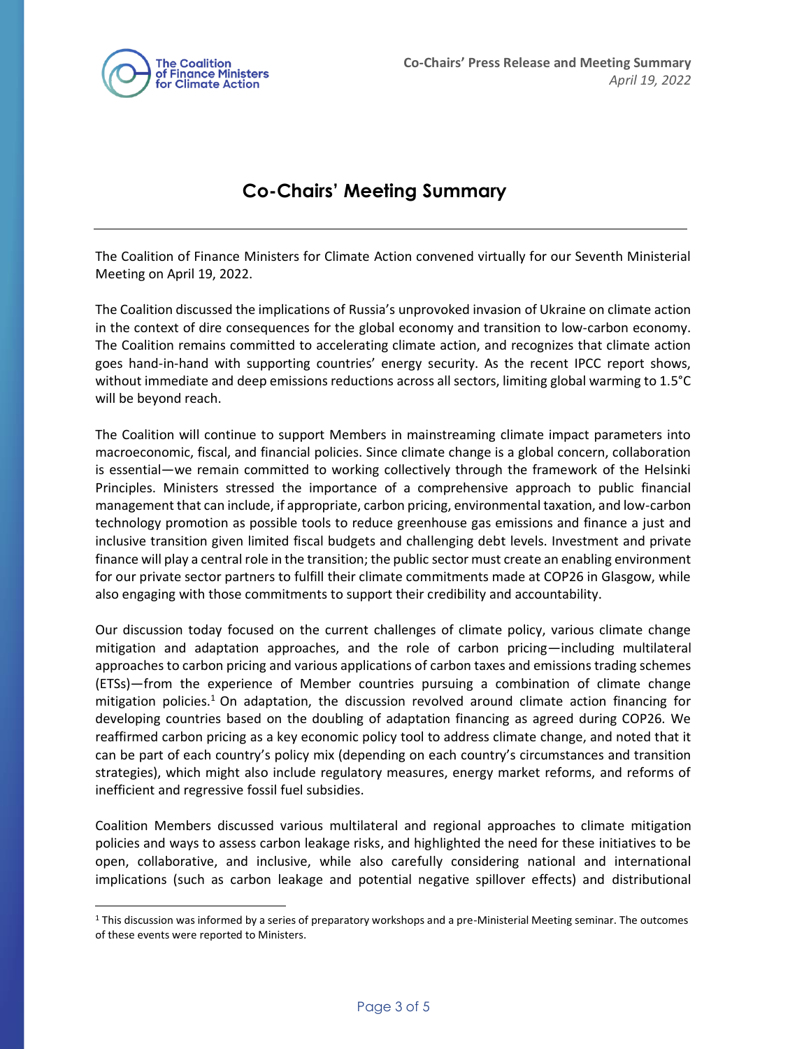# Co-Chairs' Meeting Summary

The Coalition of Finance Ministers for Climate Action convened virtually for our Seventh Ministerial Meeting on April 19, 2022.

The Coalition discussed the implications of Russia's unprovoked invasion of Ukraine on climate action in the context of dire consequences for the global economy and transition to low-carbon economy. The Coalition remains committed to accelerating climate action, and recognizes that climate action goes hand-in-hand with supporting countries' energy security. As the recent IPCC report shows, without immediate and deep emissions reductions across all sectors, limiting global warming to 1.5°C will be beyond reach.

The Coalition will continue to support Members in mainstreaming climate impact parameters into macroeconomic, fiscal, and financial policies. Since climate change is a global concern, collaboration is essential—we remain committed to working collectively through the framework of the Helsinki Principles. Ministers stressed the importance of a comprehensive approach to public financial management that can include, if appropriate, carbon pricing, environmental taxation, and low-carbon technology promotion as possible tools to reduce greenhouse gas emissions and finance a just and inclusive transition given limited fiscal budgets and challenging debt levels. Investment and private finance will play a central role in the transition; the public sector must create an enabling environment for our private sector partners to fulfill their climate commitments made at COP26 in Glasgow, while also engaging with those commitments to support their credibility and accountability.

Our discussion today focused on the current challenges of climate policy, various climate change mitigation and adaptation approaches, and the role of carbon pricing—including multilateral approaches to carbon pricing and various applications of carbon taxes and emissions trading schemes (ETSs)—from the experience of Member countries pursuing a combination of climate change mitigation policies.[1] On adaptation, the discussion revolved around climate action financing for developing countries based on the doubling of adaptation financing as agreed during COP26. We reaffirmed carbon pricing as a key economic policy tool to address climate change, and noted that it can be part of each country's policy mix (depending on each country's circumstances and transition strategies), which might also include regulatory measures, energy market reforms, and reforms of inefficient and regressive fossil fuel subsidies.

Coalition Members discussed various multilateral and regional approaches to climate mitigation policies and ways to assess carbon leakage risks, and highlighted the need for these initiatives to be open, collaborative, and inclusive, while also carefully considering national and international implications (such as carbon leakage and potential negative spillover effects) and distributional

[1] This discussion was informed by a series of preparatory workshops and a pre-Ministerial Meeting seminar. The outcomes of these events were reported to Ministers.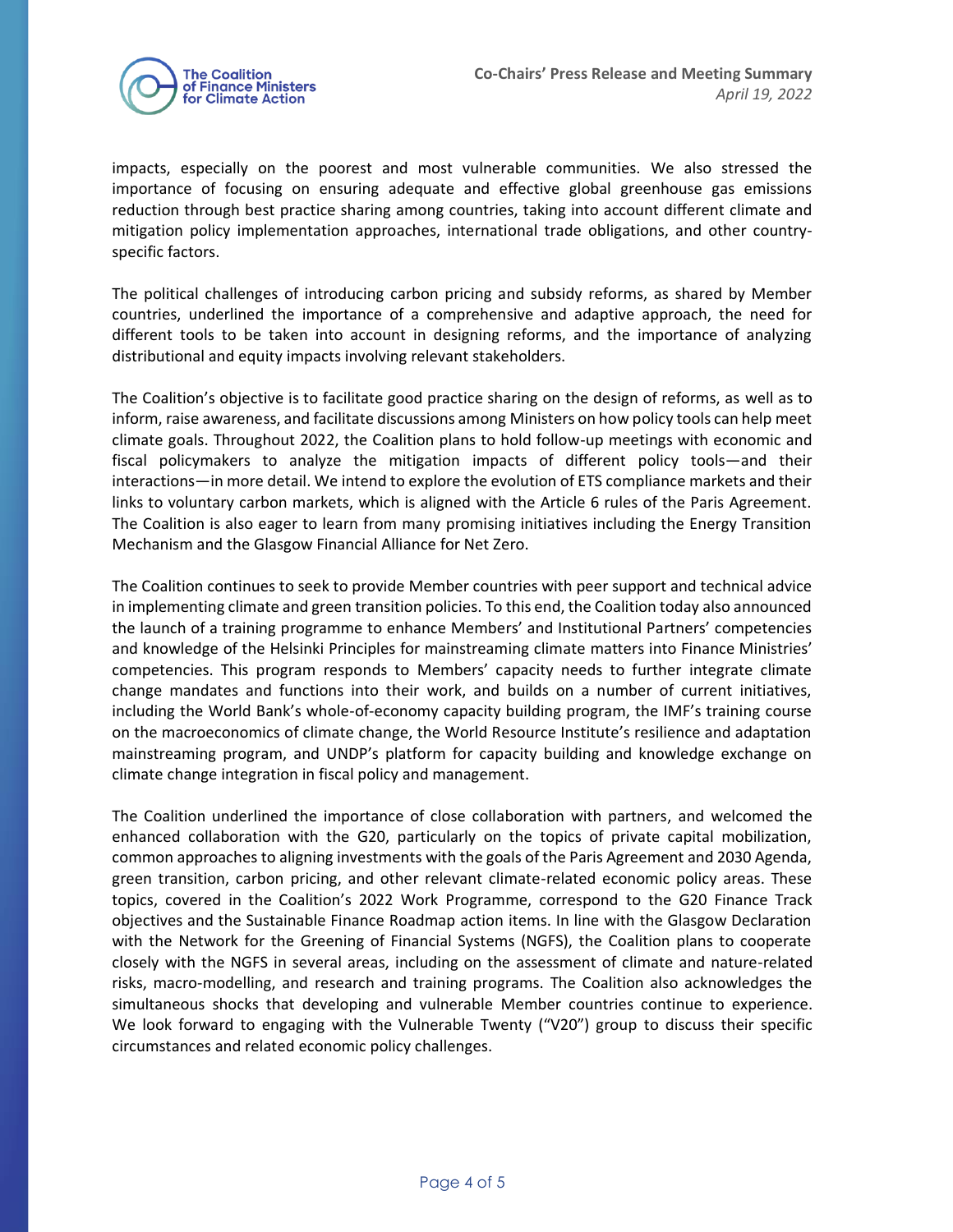impacts, especially on the poorest and most vulnerable communities. We also stressed the importance of focusing on ensuring adequate and effective global greenhouse gas emissions reduction through best practice sharing among countries, taking into account different climate and mitigation policy implementation approaches, international trade obligations, and other country-specific factors.

The political challenges of introducing carbon pricing and subsidy reforms, as shared by Member countries, underlined the importance of a comprehensive and adaptive approach, the need for different tools to be taken into account in designing reforms, and the importance of analyzing distributional and equity impacts involving relevant stakeholders.

The Coalition's objective is to facilitate good practice sharing on the design of reforms, as well as to inform, raise awareness, and facilitate discussions among Ministers on how policy tools can help meet climate goals. Throughout 2022, the Coalition plans to hold follow-up meetings with economic and fiscal policymakers to analyze the mitigation impacts of different policy tools—and their interactions—in more detail. We intend to explore the evolution of ETS compliance markets and their links to voluntary carbon markets, which is aligned with the Article 6 rules of the Paris Agreement. The Coalition is also eager to learn from many promising initiatives including the Energy Transition Mechanism and the Glasgow Financial Alliance for Net Zero.

The Coalition continues to seek to provide Member countries with peer support and technical advice in implementing climate and green transition policies. To this end, the Coalition today also announced the launch of a training programme to enhance Members' and Institutional Partners' competencies and knowledge of the Helsinki Principles for mainstreaming climate matters into Finance Ministries' competencies. This program responds to Members' capacity needs to further integrate climate change mandates and functions into their work, and builds on a number of current initiatives, including the World Bank's whole-of-economy capacity building program, the IMF's training course on the macroeconomics of climate change, the World Resource Institute's resilience and adaptation mainstreaming program, and UNDP's platform for capacity building and knowledge exchange on climate change integration in fiscal policy and management.

The Coalition underlined the importance of close collaboration with partners, and welcomed the enhanced collaboration with the G20, particularly on the topics of private capital mobilization, common approaches to aligning investments with the goals of the Paris Agreement and 2030 Agenda, green transition, carbon pricing, and other relevant climate-related economic policy areas. These topics, covered in the Coalition's 2022 Work Programme, correspond to the G20 Finance Track objectives and the Sustainable Finance Roadmap action items. In line with the Glasgow Declaration with the Network for the Greening of Financial Systems (NGFS), the Coalition plans to cooperate closely with the NGFS in several areas, including on the assessment of climate and nature-related risks, macro-modelling, and research and training programs. The Coalition also acknowledges the simultaneous shocks that developing and vulnerable Member countries continue to experience. We look forward to engaging with the Vulnerable Twenty ("V20") group to discuss their specific circumstances and related economic policy challenges.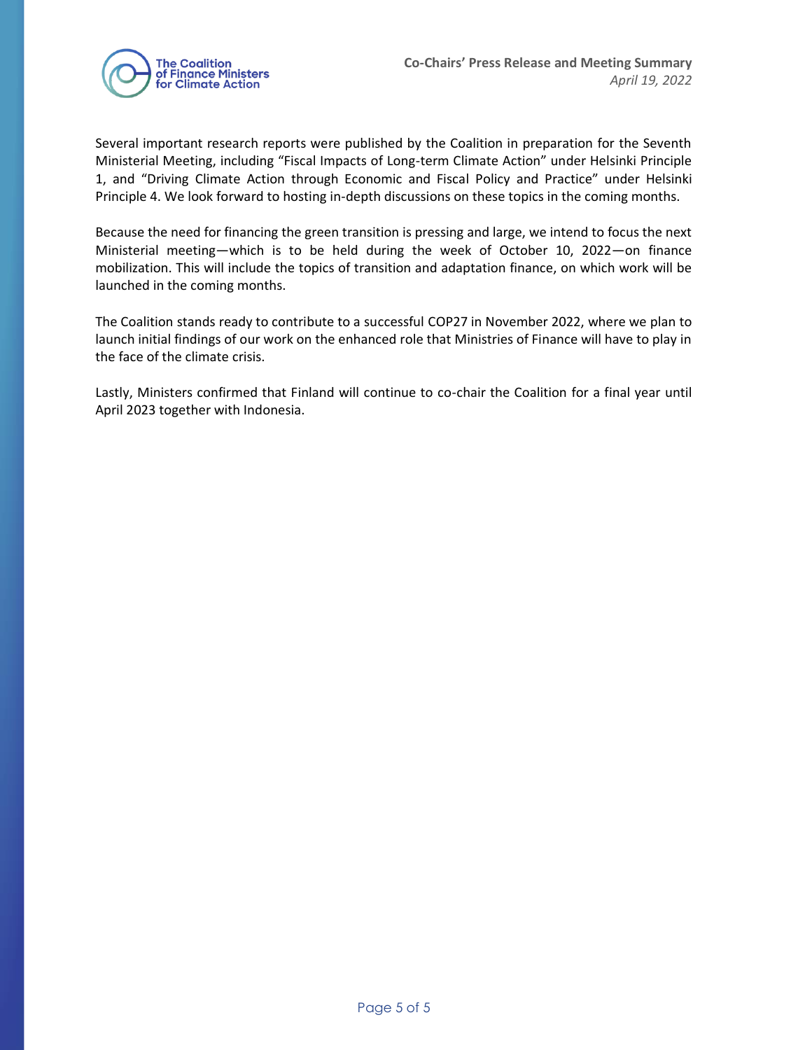Several important research reports were published by the Coalition in preparation for the Seventh Ministerial Meeting, including "Fiscal Impacts of Long-term Climate Action" under Helsinki Principle 1, and "Driving Climate Action through Economic and Fiscal Policy and Practice" under Helsinki Principle 4. We look forward to hosting in-depth discussions on these topics in the coming months.

Because the need for financing the green transition is pressing and large, we intend to focus the next Ministerial meeting—which is to be held during the week of October 10, 2022—on finance mobilization. This will include the topics of transition and adaptation finance, on which work will be launched in the coming months.

The Coalition stands ready to contribute to a successful COP27 in November 2022, where we plan to launch initial findings of our work on the enhanced role that Ministries of Finance will have to play in the face of the climate crisis.

Lastly, Ministers confirmed that Finland will continue to co-chair the Coalition for a final year until April 2023 together with Indonesia.